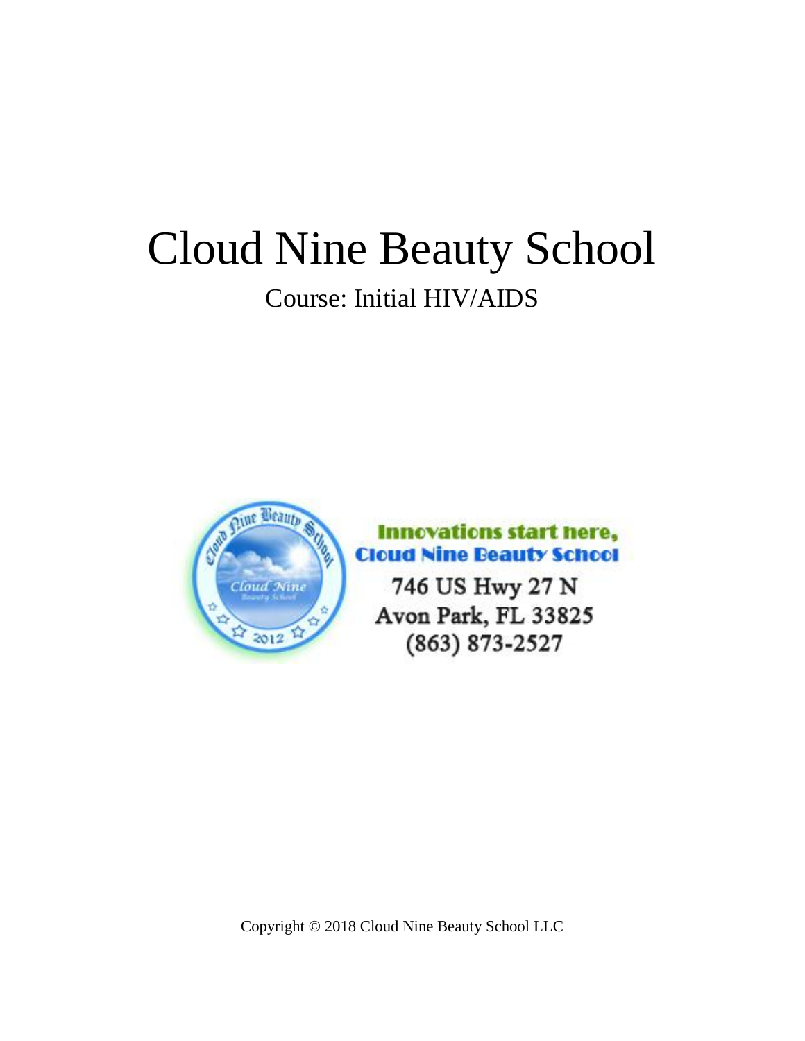# Cloud Nine Beauty School

## Course: Initial HIV/AIDS

**Innovations start here,**
**Cloud Nine Beauty School**

746 US Hwy 27 N
Avon Park, FL 33825
(863) 873-2527

Copyright © 2018 Cloud Nine Beauty School LLC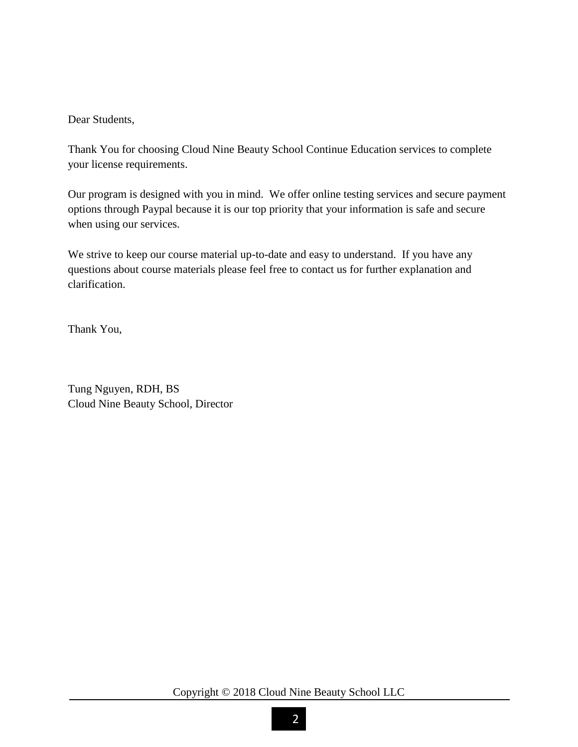Dear Students,

Thank You for choosing Cloud Nine Beauty School Continue Education services to complete your license requirements.

Our program is designed with you in mind. We offer online testing services and secure payment options through Paypal because it is our top priority that your information is safe and secure when using our services.

We strive to keep our course material up-to-date and easy to understand. If you have any questions about course materials please feel free to contact us for further explanation and clarification.

Thank You,

Tung Nguyen, RDH, BS
Cloud Nine Beauty School, Director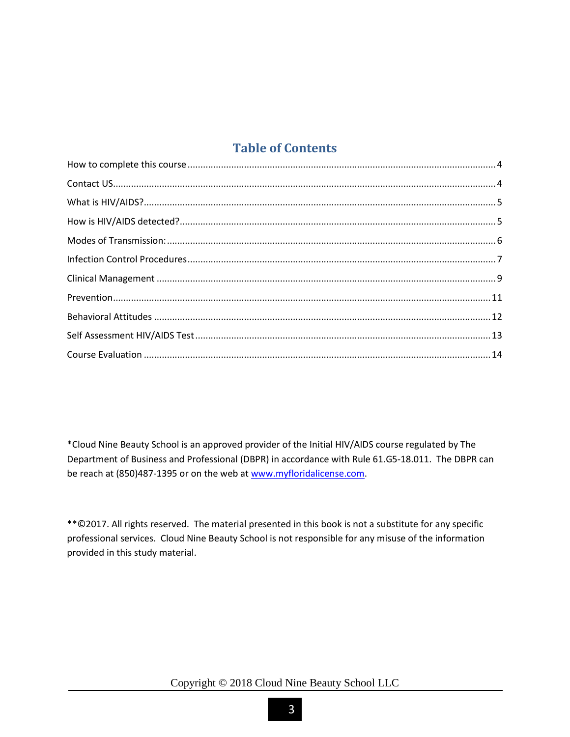## Table of Contents

How to complete this course ........................................................................................................ 4

Contact US..................................................................................................................................... 4

What is HIV/AIDS?......................................................................................................................... 5

How is HIV/AIDS detected?........................................................................................................... 5

Modes of Transmission:................................................................................................................. 6

Infection Control Procedures........................................................................................................ 7

Clinical Management .................................................................................................................... 9

Prevention..................................................................................................................................... 11

Behavioral Attitudes ..................................................................................................................... 12

Self Assessment HIV/AIDS Test .................................................................................................... 13

Course Evaluation ......................................................................................................................... 14

*Cloud Nine Beauty School is an approved provider of the Initial HIV/AIDS course regulated by The Department of Business and Professional (DBPR) in accordance with Rule 61.G5-18.011. The DBPR can be reach at (850)487-1395 or on the web at [www.myfloridalicense.com](www.myfloridalicense.com).

**©2017. All rights reserved. The material presented in this book is not a substitute for any specific professional services. Cloud Nine Beauty School is not responsible for any misuse of the information provided in this study material.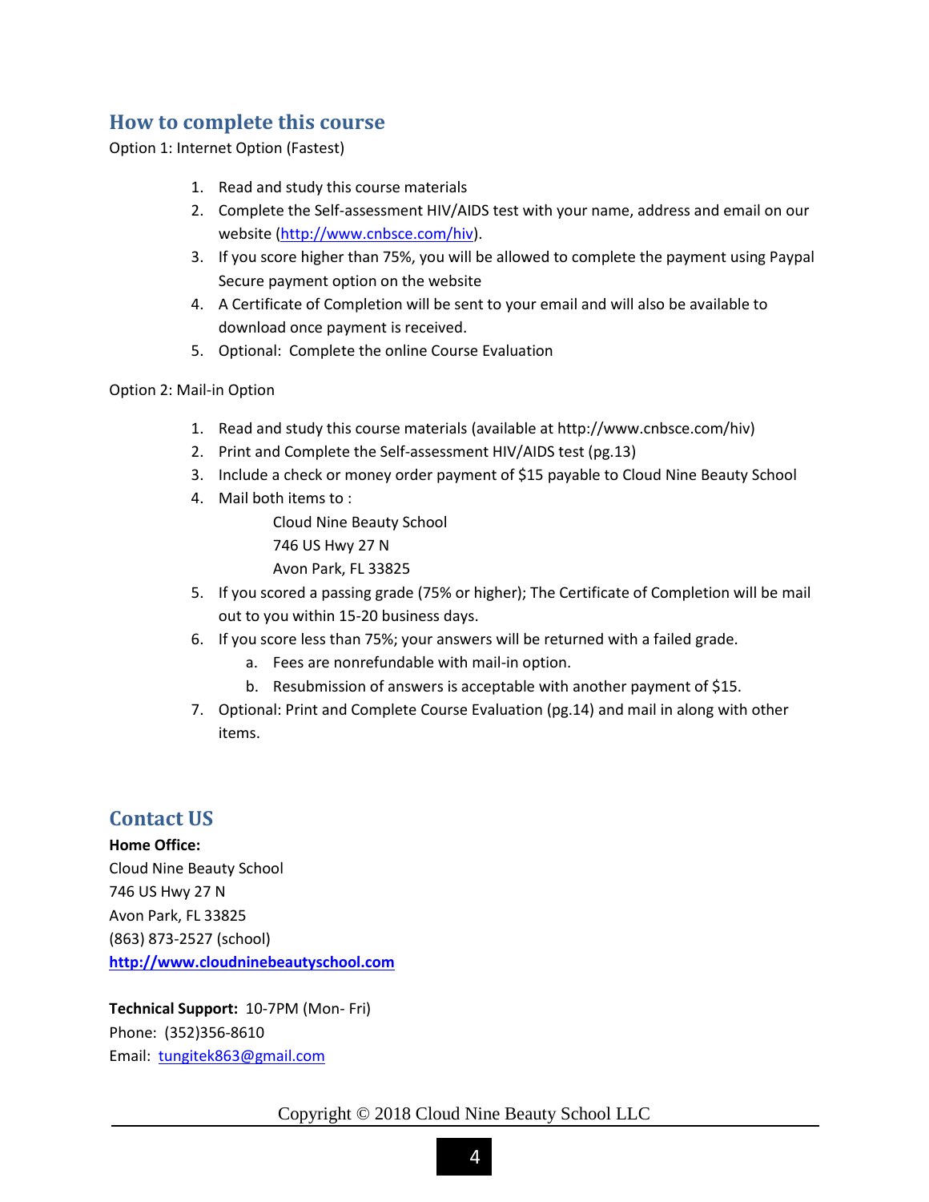## How to complete this course

Option 1: Internet Option (Fastest)

1. Read and study this course materials
2. Complete the Self-assessment HIV/AIDS test with your name, address and email on our website (http://www.cnbsce.com/hiv).
3. If you score higher than 75%, you will be allowed to complete the payment using Paypal Secure payment option on the website
4. A Certificate of Completion will be sent to your email and will also be available to download once payment is received.
5. Optional: Complete the online Course Evaluation

Option 2: Mail-in Option

1. Read and study this course materials (available at http://www.cnbsce.com/hiv)
2. Print and Complete the Self-assessment HIV/AIDS test (pg.13)
3. Include a check or money order payment of $15 payable to Cloud Nine Beauty School
4. Mail both items to :

   Cloud Nine Beauty School
   746 US Hwy 27 N
   Avon Park, FL 33825

5. If you scored a passing grade (75% or higher); The Certificate of Completion will be mail out to you within 15-20 business days.
6. If you score less than 75%; your answers will be returned with a failed grade.
   a. Fees are nonrefundable with mail-in option.
   b. Resubmission of answers is acceptable with another payment of $15.
7. Optional: Print and Complete Course Evaluation (pg.14) and mail in along with other items.

## Contact US

**Home Office:**
Cloud Nine Beauty School
746 US Hwy 27 N
Avon Park, FL 33825
(863) 873-2527 (school)
**http://www.cloudninebeautyschool.com**

**Technical Support:** 10-7PM (Mon- Fri)
Phone: (352)356-8610
Email: tungitek863@gmail.com

Copyright © 2018 Cloud Nine Beauty School LLC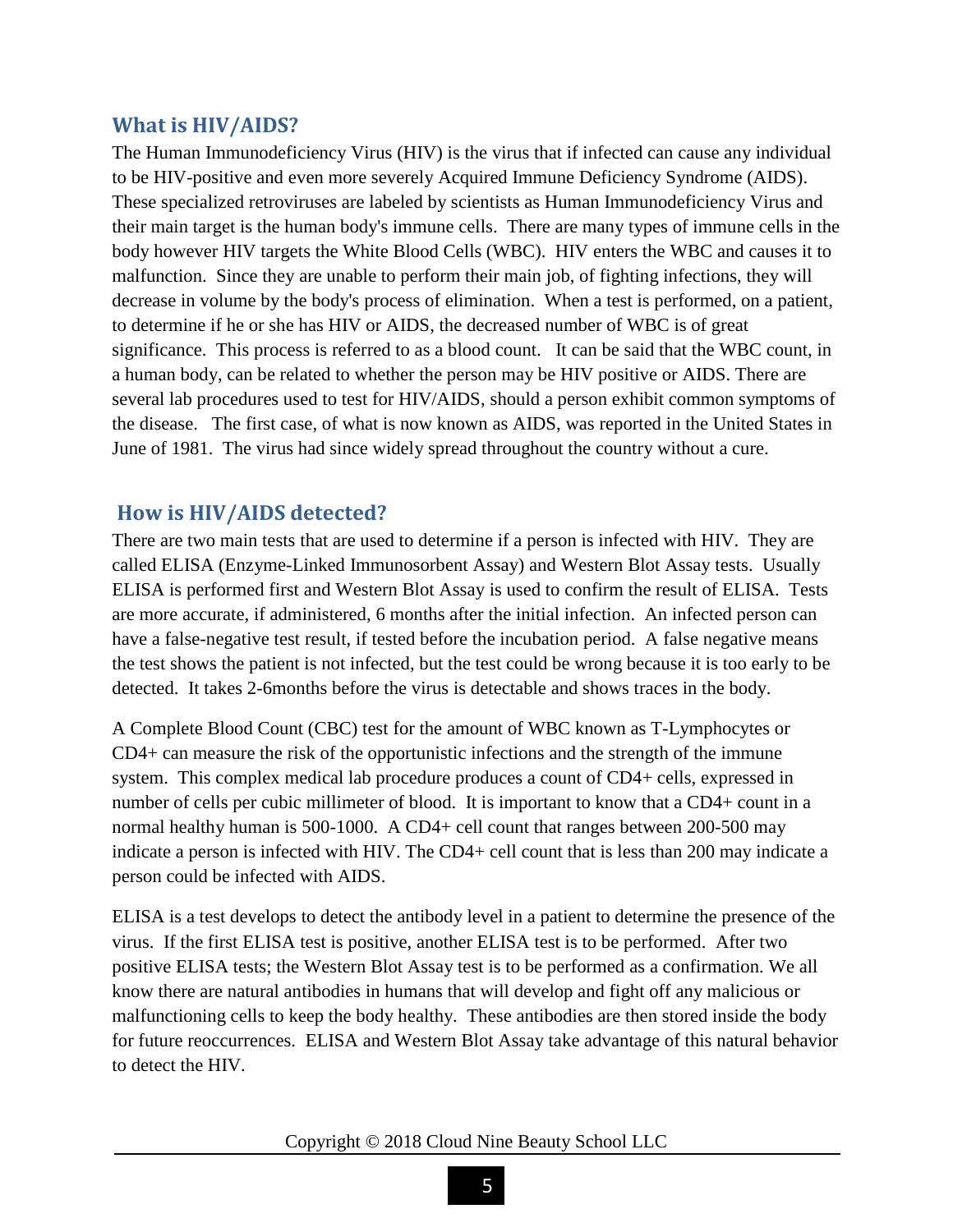## What is HIV/AIDS?

The Human Immunodeficiency Virus (HIV) is the virus that if infected can cause any individual to be HIV-positive and even more severely Acquired Immune Deficiency Syndrome (AIDS). These specialized retroviruses are labeled by scientists as Human Immunodeficiency Virus and their main target is the human body's immune cells. There are many types of immune cells in the body however HIV targets the White Blood Cells (WBC). HIV enters the WBC and causes it to malfunction. Since they are unable to perform their main job, of fighting infections, they will decrease in volume by the body's process of elimination. When a test is performed, on a patient, to determine if he or she has HIV or AIDS, the decreased number of WBC is of great significance. This process is referred to as a blood count. It can be said that the WBC count, in a human body, can be related to whether the person may be HIV positive or AIDS. There are several lab procedures used to test for HIV/AIDS, should a person exhibit common symptoms of the disease. The first case, of what is now known as AIDS, was reported in the United States in June of 1981. The virus had since widely spread throughout the country without a cure.

## How is HIV/AIDS detected?

There are two main tests that are used to determine if a person is infected with HIV. They are called ELISA (Enzyme-Linked Immunosorbent Assay) and Western Blot Assay tests. Usually ELISA is performed first and Western Blot Assay is used to confirm the result of ELISA. Tests are more accurate, if administered, 6 months after the initial infection. An infected person can have a false-negative test result, if tested before the incubation period. A false negative means the test shows the patient is not infected, but the test could be wrong because it is too early to be detected. It takes 2-6months before the virus is detectable and shows traces in the body.

A Complete Blood Count (CBC) test for the amount of WBC known as T-Lymphocytes or CD4+ can measure the risk of the opportunistic infections and the strength of the immune system. This complex medical lab procedure produces a count of CD4+ cells, expressed in number of cells per cubic millimeter of blood. It is important to know that a CD4+ count in a normal healthy human is 500-1000. A CD4+ cell count that ranges between 200-500 may indicate a person is infected with HIV. The CD4+ cell count that is less than 200 may indicate a person could be infected with AIDS.

ELISA is a test develops to detect the antibody level in a patient to determine the presence of the virus. If the first ELISA test is positive, another ELISA test is to be performed. After two positive ELISA tests; the Western Blot Assay test is to be performed as a confirmation. We all know there are natural antibodies in humans that will develop and fight off any malicious or malfunctioning cells to keep the body healthy. These antibodies are then stored inside the body for future reoccurrences. ELISA and Western Blot Assay take advantage of this natural behavior to detect the HIV.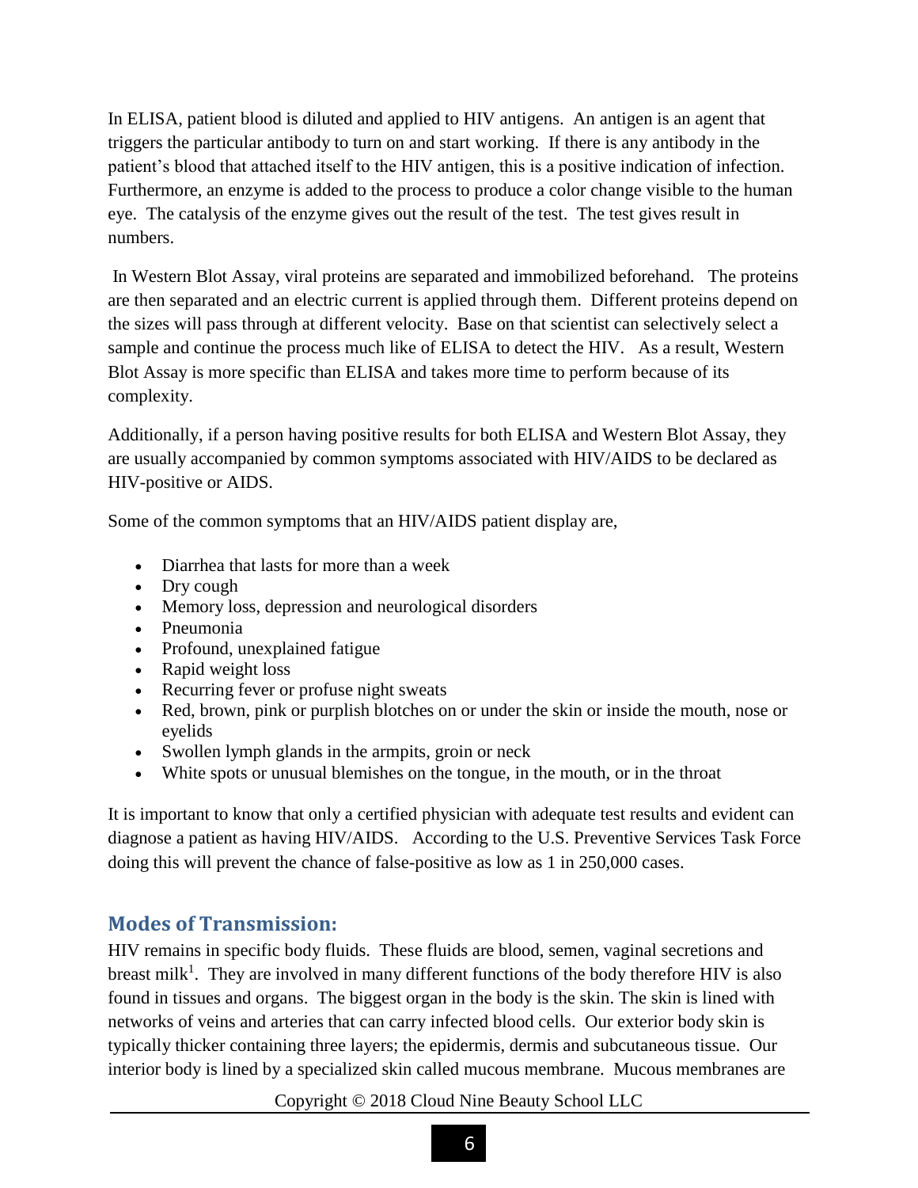In ELISA, patient blood is diluted and applied to HIV antigens. An antigen is an agent that triggers the particular antibody to turn on and start working. If there is any antibody in the patient's blood that attached itself to the HIV antigen, this is a positive indication of infection. Furthermore, an enzyme is added to the process to produce a color change visible to the human eye. The catalysis of the enzyme gives out the result of the test. The test gives result in numbers.

In Western Blot Assay, viral proteins are separated and immobilized beforehand. The proteins are then separated and an electric current is applied through them. Different proteins depend on the sizes will pass through at different velocity. Base on that scientist can selectively select a sample and continue the process much like of ELISA to detect the HIV. As a result, Western Blot Assay is more specific than ELISA and takes more time to perform because of its complexity.

Additionally, if a person having positive results for both ELISA and Western Blot Assay, they are usually accompanied by common symptoms associated with HIV/AIDS to be declared as HIV-positive or AIDS.

Some of the common symptoms that an HIV/AIDS patient display are,

- Diarrhea that lasts for more than a week
- Dry cough
- Memory loss, depression and neurological disorders
- Pneumonia
- Profound, unexplained fatigue
- Rapid weight loss
- Recurring fever or profuse night sweats
- Red, brown, pink or purplish blotches on or under the skin or inside the mouth, nose or eyelids
- Swollen lymph glands in the armpits, groin or neck
- White spots or unusual blemishes on the tongue, in the mouth, or in the throat

It is important to know that only a certified physician with adequate test results and evident can diagnose a patient as having HIV/AIDS. According to the U.S. Preventive Services Task Force doing this will prevent the chance of false-positive as low as 1 in 250,000 cases.

## Modes of Transmission:

HIV remains in specific body fluids. These fluids are blood, semen, vaginal secretions and breast milk[1]. They are involved in many different functions of the body therefore HIV is also found in tissues and organs. The biggest organ in the body is the skin. The skin is lined with networks of veins and arteries that can carry infected blood cells. Our exterior body skin is typically thicker containing three layers; the epidermis, dermis and subcutaneous tissue. Our interior body is lined by a specialized skin called mucous membrane. Mucous membranes are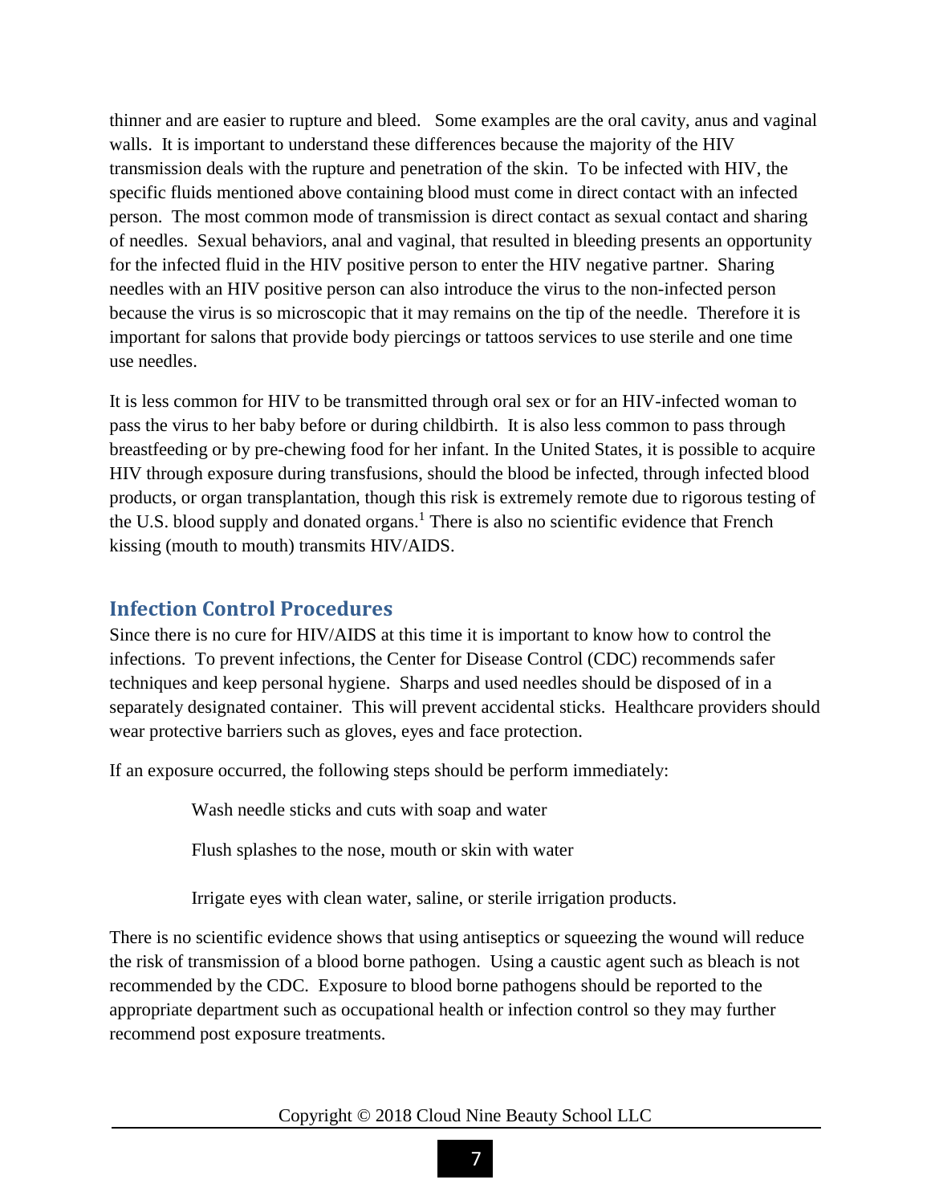thinner and are easier to rupture and bleed. Some examples are the oral cavity, anus and vaginal walls. It is important to understand these differences because the majority of the HIV transmission deals with the rupture and penetration of the skin. To be infected with HIV, the specific fluids mentioned above containing blood must come in direct contact with an infected person. The most common mode of transmission is direct contact as sexual contact and sharing of needles. Sexual behaviors, anal and vaginal, that resulted in bleeding presents an opportunity for the infected fluid in the HIV positive person to enter the HIV negative partner. Sharing needles with an HIV positive person can also introduce the virus to the non-infected person because the virus is so microscopic that it may remains on the tip of the needle. Therefore it is important for salons that provide body piercings or tattoos services to use sterile and one time use needles.

It is less common for HIV to be transmitted through oral sex or for an HIV-infected woman to pass the virus to her baby before or during childbirth. It is also less common to pass through breastfeeding or by pre-chewing food for her infant. In the United States, it is possible to acquire HIV through exposure during transfusions, should the blood be infected, through infected blood products, or organ transplantation, though this risk is extremely remote due to rigorous testing of the U.S. blood supply and donated organs.[1] There is also no scientific evidence that French kissing (mouth to mouth) transmits HIV/AIDS.

## Infection Control Procedures

Since there is no cure for HIV/AIDS at this time it is important to know how to control the infections. To prevent infections, the Center for Disease Control (CDC) recommends safer techniques and keep personal hygiene. Sharps and used needles should be disposed of in a separately designated container. This will prevent accidental sticks. Healthcare providers should wear protective barriers such as gloves, eyes and face protection.

If an exposure occurred, the following steps should be perform immediately:

Wash needle sticks and cuts with soap and water

Flush splashes to the nose, mouth or skin with water

Irrigate eyes with clean water, saline, or sterile irrigation products.

There is no scientific evidence shows that using antiseptics or squeezing the wound will reduce the risk of transmission of a blood borne pathogen. Using a caustic agent such as bleach is not recommended by the CDC. Exposure to blood borne pathogens should be reported to the appropriate department such as occupational health or infection control so they may further recommend post exposure treatments.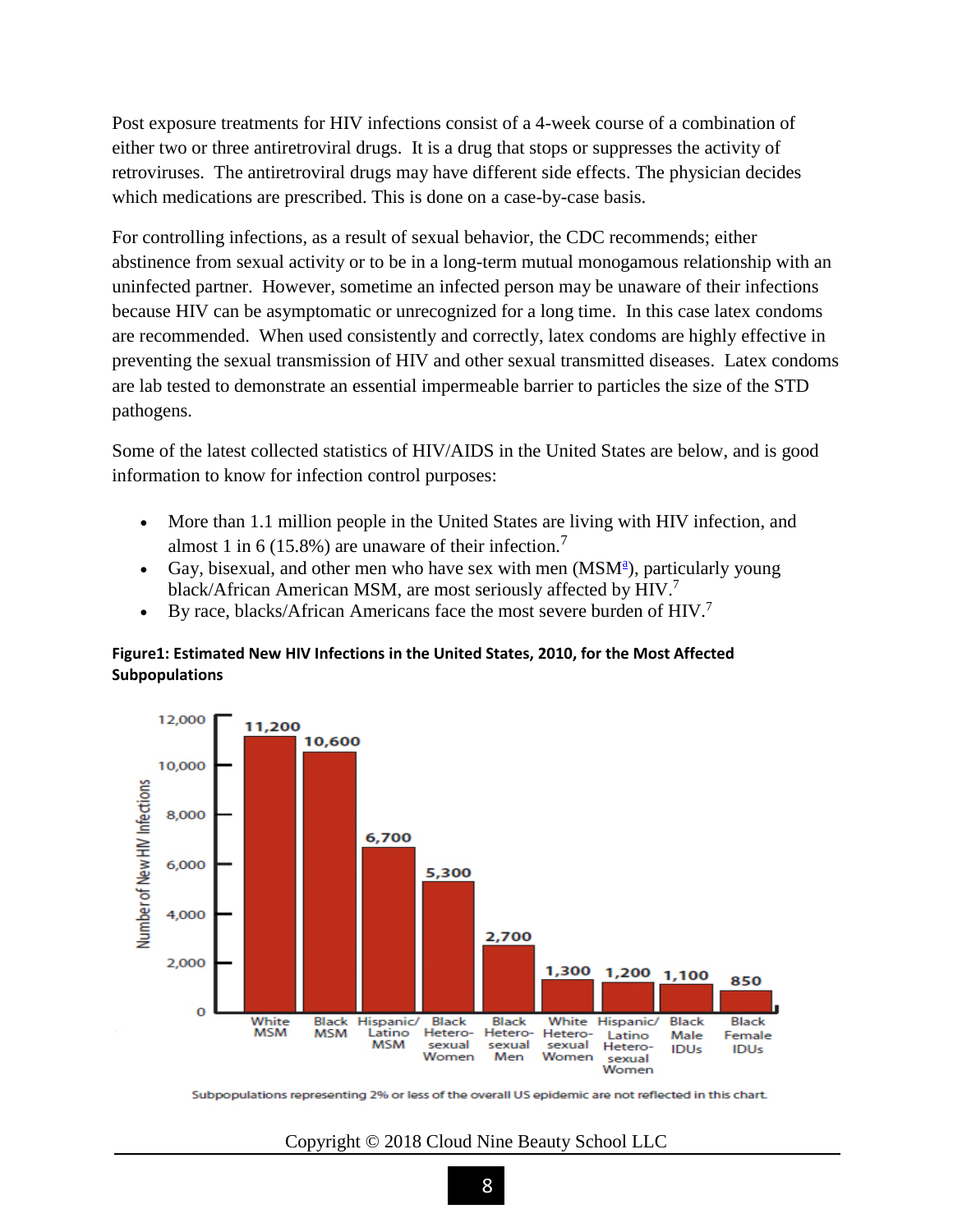Post exposure treatments for HIV infections consist of a 4-week course of a combination of either two or three antiretroviral drugs. It is a drug that stops or suppresses the activity of retroviruses. The antiretroviral drugs may have different side effects. The physician decides which medications are prescribed. This is done on a case-by-case basis.

For controlling infections, as a result of sexual behavior, the CDC recommends; either abstinence from sexual activity or to be in a long-term mutual monogamous relationship with an uninfected partner. However, sometime an infected person may be unaware of their infections because HIV can be asymptomatic or unrecognized for a long time. In this case latex condoms are recommended. When used consistently and correctly, latex condoms are highly effective in preventing the sexual transmission of HIV and other sexual transmitted diseases. Latex condoms are lab tested to demonstrate an essential impermeable barrier to particles the size of the STD pathogens.

Some of the latest collected statistics of HIV/AIDS in the United States are below, and is good information to know for infection control purposes:

- More than 1.1 million people in the United States are living with HIV infection, and almost 1 in 6 (15.8%) are unaware of their infection.[7]
- Gay, bisexual, and other men who have sex with men (MSM[a]), particularly young black/African American MSM, are most seriously affected by HIV.[7]
- By race, blacks/African Americans face the most severe burden of HIV.[7]

**Figure1: Estimated New HIV Infections in the United States, 2010, for the Most Affected Subpopulations**

| Subpopulation | Number of New HIV Infections |
|---|---|
| White MSM | 11,200 |
| Black MSM | 10,600 |
| Hispanic/Latino MSM | 6,700 |
| Black Heterosexual Women | 5,300 |
| Black Heterosexual Men | 2,700 |
| White Heterosexual Women | 1,300 |
| Hispanic/Latino Heterosexual Women | 1,200 |
| Black Male IDUs | 1,100 |
| Black Female IDUs | 850 |

Subpopulations representing 2% or less of the overall US epidemic are not reflected in this chart.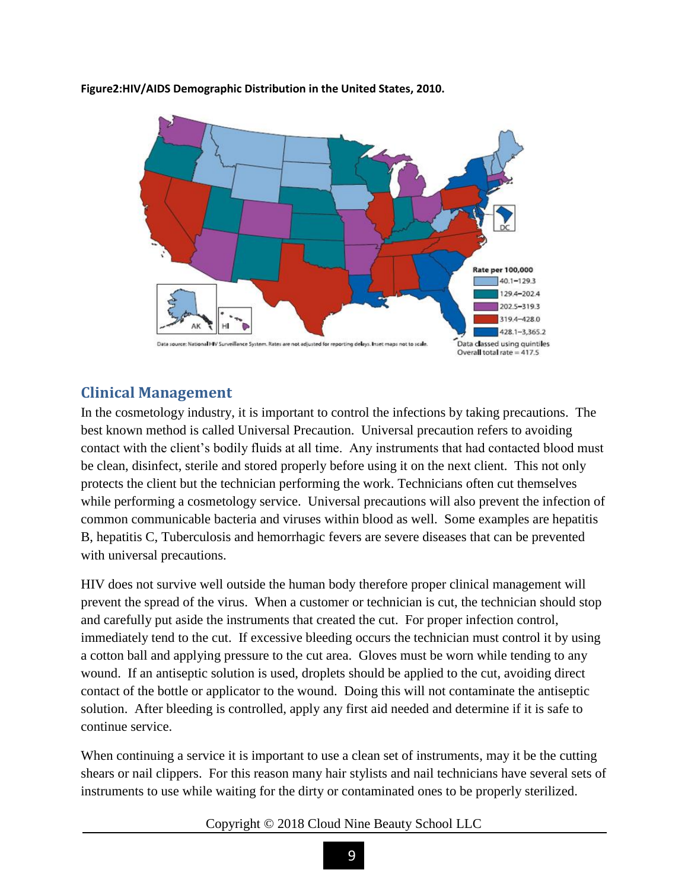**Figure2:HIV/AIDS Demographic Distribution in the United States, 2010.**

## Clinical Management

In the cosmetology industry, it is important to control the infections by taking precautions. The best known method is called Universal Precaution. Universal precaution refers to avoiding contact with the client's bodily fluids at all time. Any instruments that had contacted blood must be clean, disinfect, sterile and stored properly before using it on the next client. This not only protects the client but the technician performing the work. Technicians often cut themselves while performing a cosmetology service. Universal precautions will also prevent the infection of common communicable bacteria and viruses within blood as well. Some examples are hepatitis B, hepatitis C, Tuberculosis and hemorrhagic fevers are severe diseases that can be prevented with universal precautions.

HIV does not survive well outside the human body therefore proper clinical management will prevent the spread of the virus. When a customer or technician is cut, the technician should stop and carefully put aside the instruments that created the cut. For proper infection control, immediately tend to the cut. If excessive bleeding occurs the technician must control it by using a cotton ball and applying pressure to the cut area. Gloves must be worn while tending to any wound. If an antiseptic solution is used, droplets should be applied to the cut, avoiding direct contact of the bottle or applicator to the wound. Doing this will not contaminate the antiseptic solution. After bleeding is controlled, apply any first aid needed and determine if it is safe to continue service.

When continuing a service it is important to use a clean set of instruments, may it be the cutting shears or nail clippers. For this reason many hair stylists and nail technicians have several sets of instruments to use while waiting for the dirty or contaminated ones to be properly sterilized.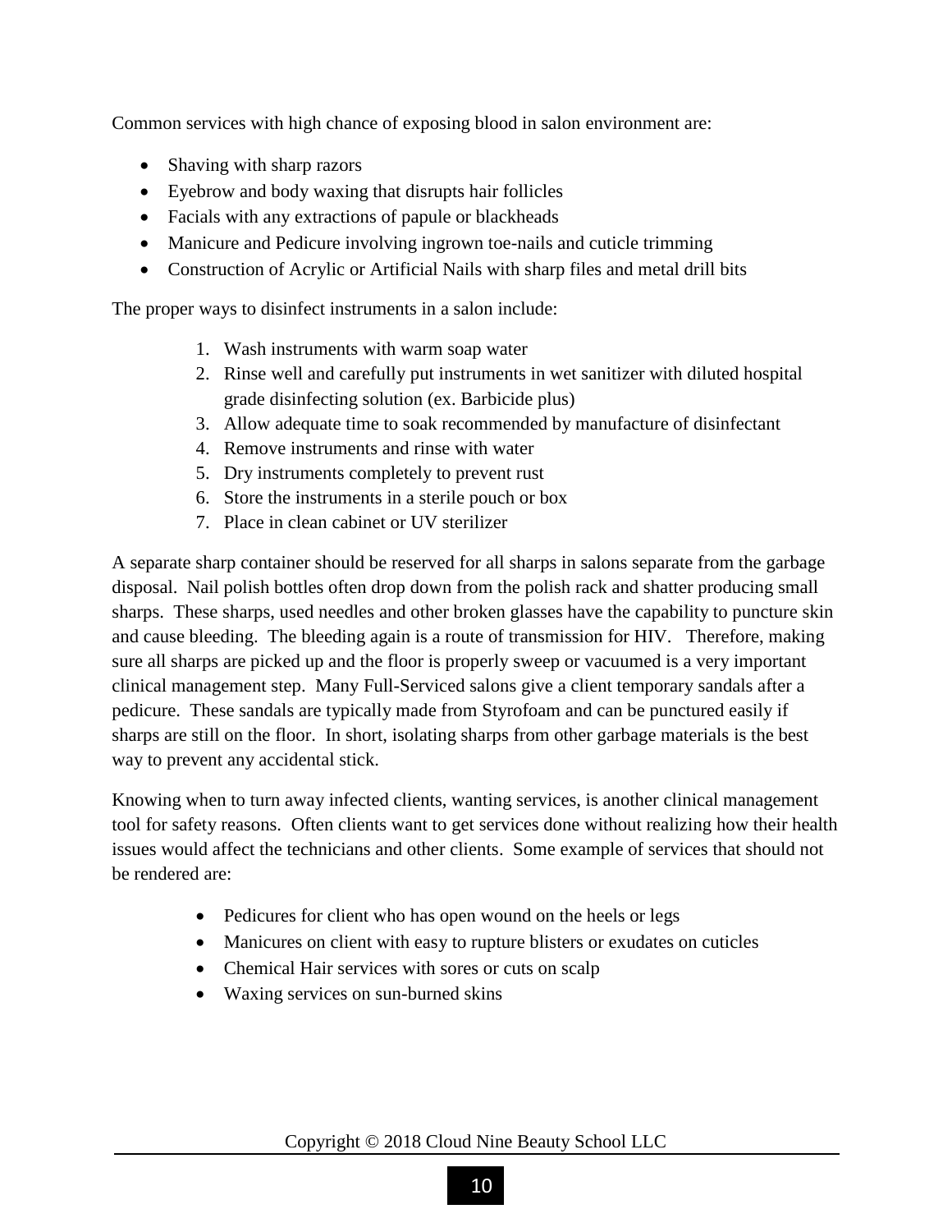Common services with high chance of exposing blood in salon environment are:

- Shaving with sharp razors
- Eyebrow and body waxing that disrupts hair follicles
- Facials with any extractions of papule or blackheads
- Manicure and Pedicure involving ingrown toe-nails and cuticle trimming
- Construction of Acrylic or Artificial Nails with sharp files and metal drill bits

The proper ways to disinfect instruments in a salon include:

1. Wash instruments with warm soap water
2. Rinse well and carefully put instruments in wet sanitizer with diluted hospital grade disinfecting solution (ex. Barbicide plus)
3. Allow adequate time to soak recommended by manufacture of disinfectant
4. Remove instruments and rinse with water
5. Dry instruments completely to prevent rust
6. Store the instruments in a sterile pouch or box
7. Place in clean cabinet or UV sterilizer

A separate sharp container should be reserved for all sharps in salons separate from the garbage disposal. Nail polish bottles often drop down from the polish rack and shatter producing small sharps. These sharps, used needles and other broken glasses have the capability to puncture skin and cause bleeding. The bleeding again is a route of transmission for HIV. Therefore, making sure all sharps are picked up and the floor is properly sweep or vacuumed is a very important clinical management step. Many Full-Serviced salons give a client temporary sandals after a pedicure. These sandals are typically made from Styrofoam and can be punctured easily if sharps are still on the floor. In short, isolating sharps from other garbage materials is the best way to prevent any accidental stick.

Knowing when to turn away infected clients, wanting services, is another clinical management tool for safety reasons. Often clients want to get services done without realizing how their health issues would affect the technicians and other clients. Some example of services that should not be rendered are:

- Pedicures for client who has open wound on the heels or legs
- Manicures on client with easy to rupture blisters or exudates on cuticles
- Chemical Hair services with sores or cuts on scalp
- Waxing services on sun-burned skins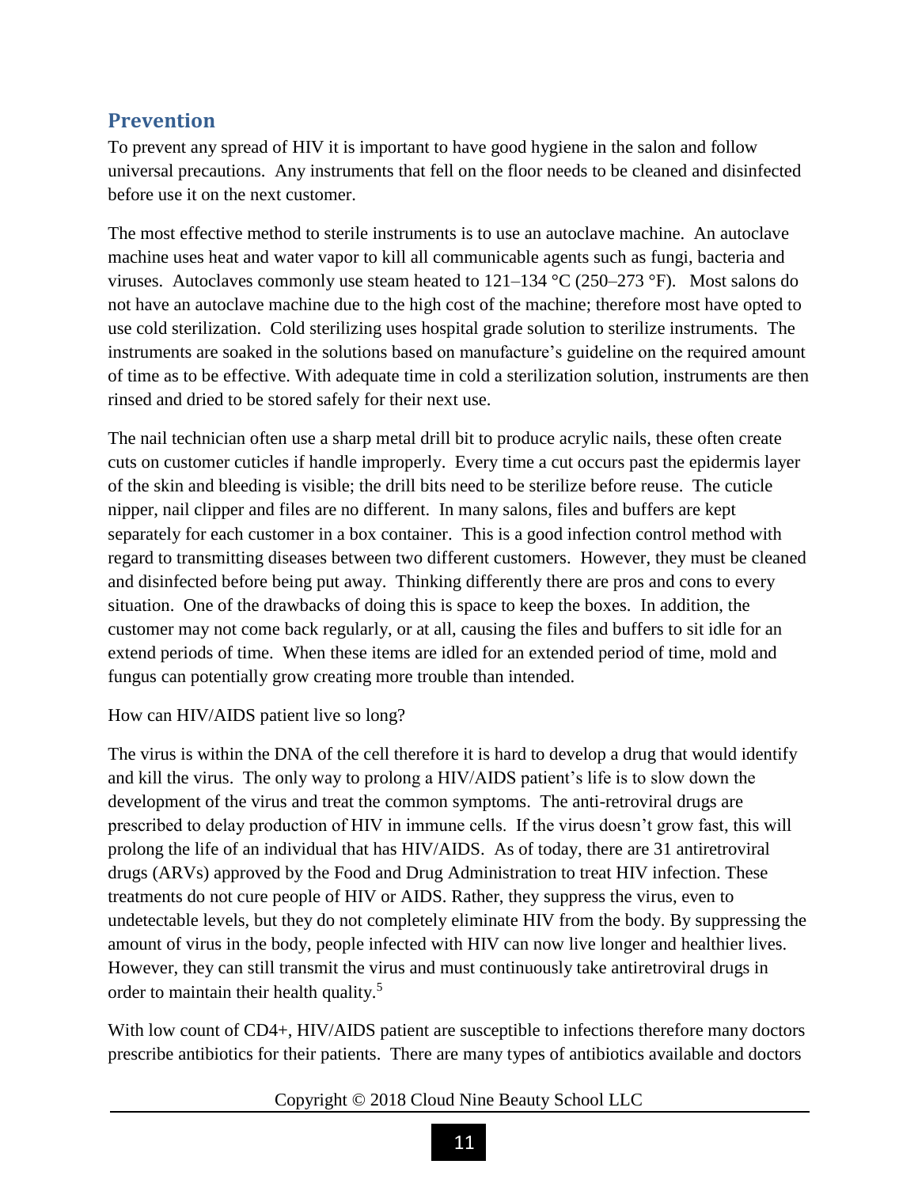## Prevention

To prevent any spread of HIV it is important to have good hygiene in the salon and follow universal precautions. Any instruments that fell on the floor needs to be cleaned and disinfected before use it on the next customer.

The most effective method to sterile instruments is to use an autoclave machine. An autoclave machine uses heat and water vapor to kill all communicable agents such as fungi, bacteria and viruses. Autoclaves commonly use steam heated to 121–134 °C (250–273 °F). Most salons do not have an autoclave machine due to the high cost of the machine; therefore most have opted to use cold sterilization. Cold sterilizing uses hospital grade solution to sterilize instruments. The instruments are soaked in the solutions based on manufacture's guideline on the required amount of time as to be effective. With adequate time in cold a sterilization solution, instruments are then rinsed and dried to be stored safely for their next use.

The nail technician often use a sharp metal drill bit to produce acrylic nails, these often create cuts on customer cuticles if handle improperly. Every time a cut occurs past the epidermis layer of the skin and bleeding is visible; the drill bits need to be sterilize before reuse. The cuticle nipper, nail clipper and files are no different. In many salons, files and buffers are kept separately for each customer in a box container. This is a good infection control method with regard to transmitting diseases between two different customers. However, they must be cleaned and disinfected before being put away. Thinking differently there are pros and cons to every situation. One of the drawbacks of doing this is space to keep the boxes. In addition, the customer may not come back regularly, or at all, causing the files and buffers to sit idle for an extend periods of time. When these items are idled for an extended period of time, mold and fungus can potentially grow creating more trouble than intended.

How can HIV/AIDS patient live so long?

The virus is within the DNA of the cell therefore it is hard to develop a drug that would identify and kill the virus. The only way to prolong a HIV/AIDS patient's life is to slow down the development of the virus and treat the common symptoms. The anti-retroviral drugs are prescribed to delay production of HIV in immune cells. If the virus doesn't grow fast, this will prolong the life of an individual that has HIV/AIDS. As of today, there are 31 antiretroviral drugs (ARVs) approved by the Food and Drug Administration to treat HIV infection. These treatments do not cure people of HIV or AIDS. Rather, they suppress the virus, even to undetectable levels, but they do not completely eliminate HIV from the body. By suppressing the amount of virus in the body, people infected with HIV can now live longer and healthier lives. However, they can still transmit the virus and must continuously take antiretroviral drugs in order to maintain their health quality.[5]

With low count of CD4+, HIV/AIDS patient are susceptible to infections therefore many doctors prescribe antibiotics for their patients. There are many types of antibiotics available and doctors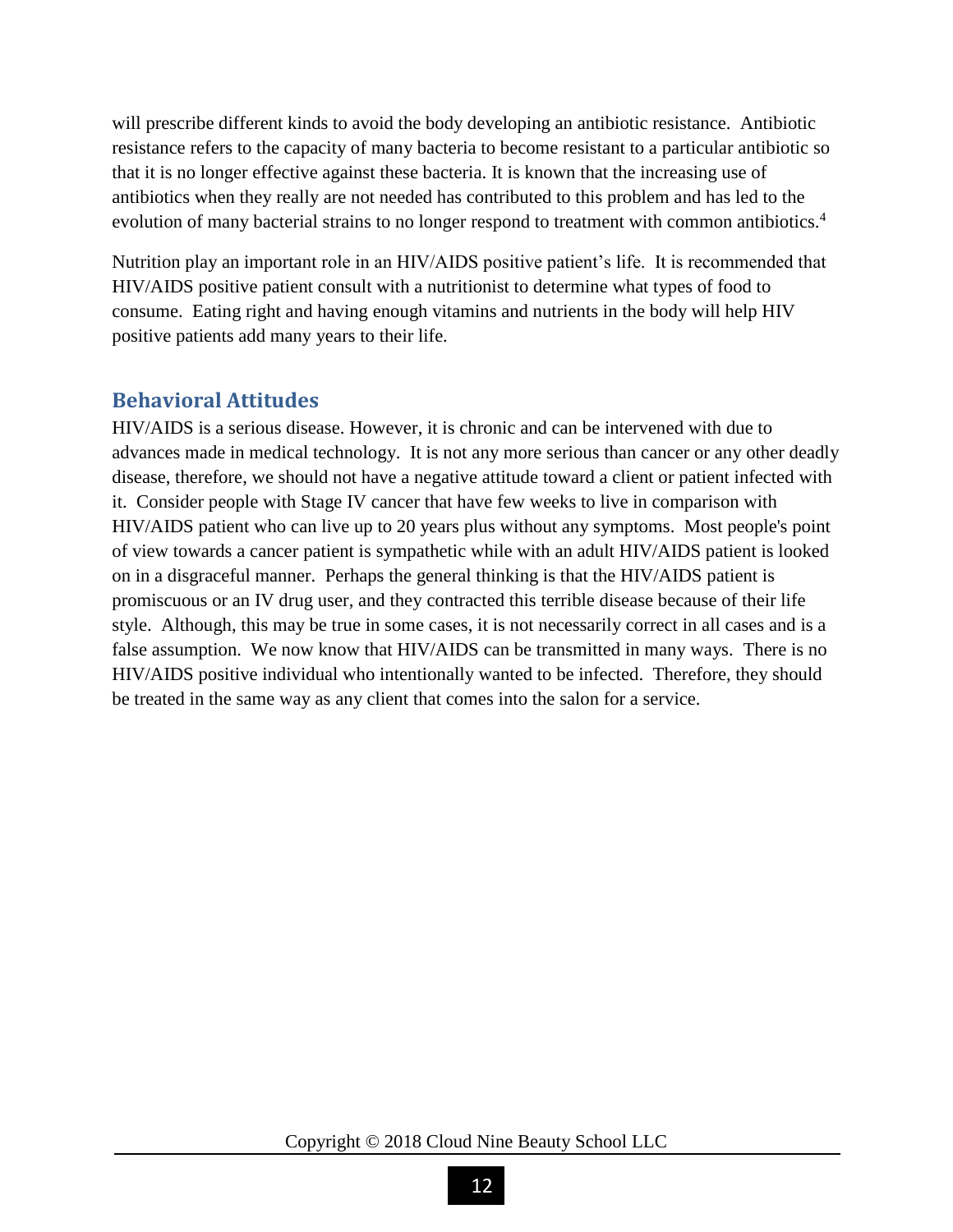will prescribe different kinds to avoid the body developing an antibiotic resistance. Antibiotic resistance refers to the capacity of many bacteria to become resistant to a particular antibiotic so that it is no longer effective against these bacteria. It is known that the increasing use of antibiotics when they really are not needed has contributed to this problem and has led to the evolution of many bacterial strains to no longer respond to treatment with common antibiotics.[4]

Nutrition play an important role in an HIV/AIDS positive patient's life. It is recommended that HIV/AIDS positive patient consult with a nutritionist to determine what types of food to consume. Eating right and having enough vitamins and nutrients in the body will help HIV positive patients add many years to their life.

## Behavioral Attitudes

HIV/AIDS is a serious disease. However, it is chronic and can be intervened with due to advances made in medical technology. It is not any more serious than cancer or any other deadly disease, therefore, we should not have a negative attitude toward a client or patient infected with it. Consider people with Stage IV cancer that have few weeks to live in comparison with HIV/AIDS patient who can live up to 20 years plus without any symptoms. Most people's point of view towards a cancer patient is sympathetic while with an adult HIV/AIDS patient is looked on in a disgraceful manner. Perhaps the general thinking is that the HIV/AIDS patient is promiscuous or an IV drug user, and they contracted this terrible disease because of their life style. Although, this may be true in some cases, it is not necessarily correct in all cases and is a false assumption. We now know that HIV/AIDS can be transmitted in many ways. There is no HIV/AIDS positive individual who intentionally wanted to be infected. Therefore, they should be treated in the same way as any client that comes into the salon for a service.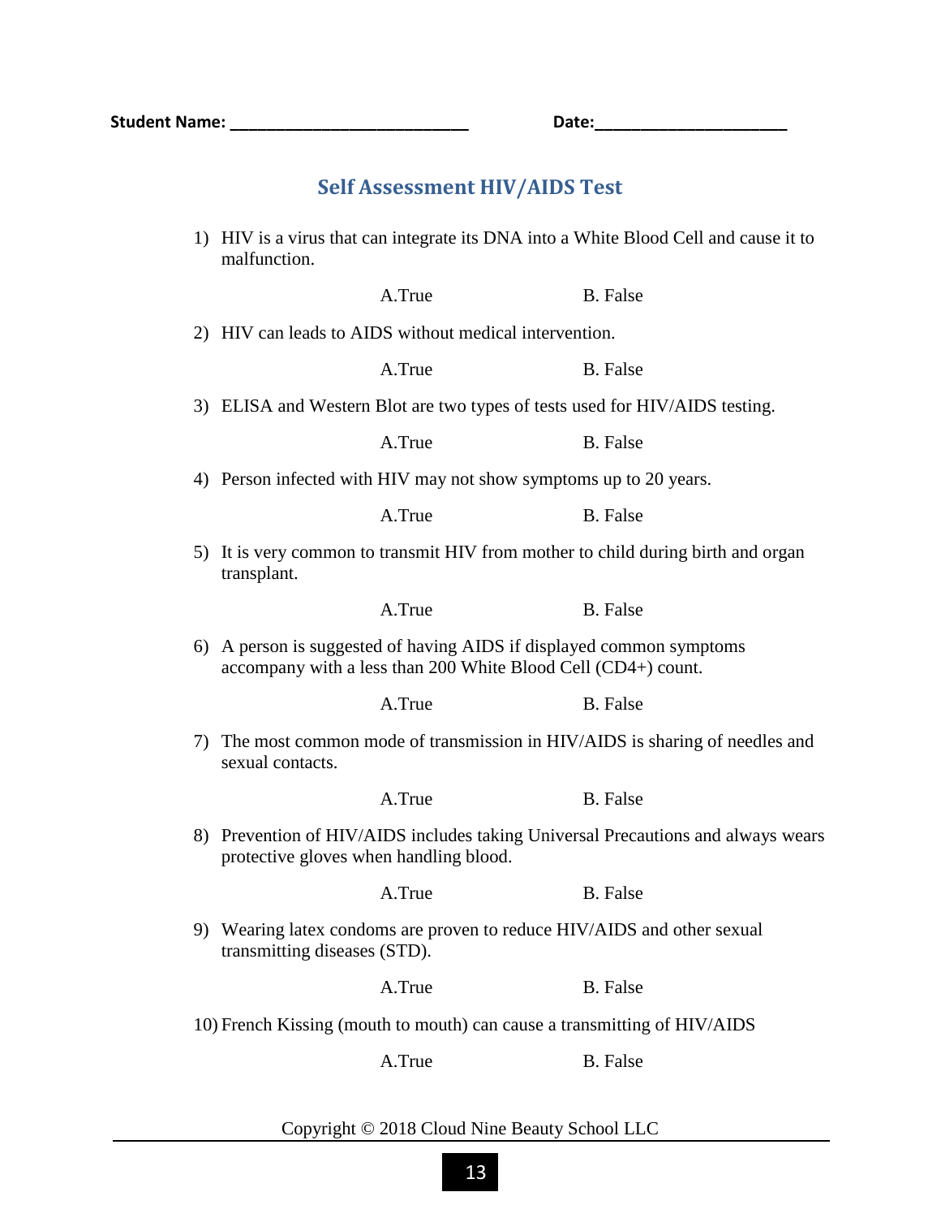**Student Name:** ___________________________ **Date:**_____________________

## Self Assessment HIV/AIDS Test

1) HIV is a virus that can integrate its DNA into a White Blood Cell and cause it to malfunction.

   A.True B. False

2) HIV can leads to AIDS without medical intervention.

   A.True B. False

3) ELISA and Western Blot are two types of tests used for HIV/AIDS testing.

   A.True B. False

4) Person infected with HIV may not show symptoms up to 20 years.

   A.True B. False

5) It is very common to transmit HIV from mother to child during birth and organ transplant.

   A.True B. False

6) A person is suggested of having AIDS if displayed common symptoms accompany with a less than 200 White Blood Cell (CD4+) count.

   A.True B. False

7) The most common mode of transmission in HIV/AIDS is sharing of needles and sexual contacts.

   A.True B. False

8) Prevention of HIV/AIDS includes taking Universal Precautions and always wears protective gloves when handling blood.

   A.True B. False

9) Wearing latex condoms are proven to reduce HIV/AIDS and other sexual transmitting diseases (STD).

   A.True B. False

10) French Kissing (mouth to mouth) can cause a transmitting of HIV/AIDS

   A.True B. False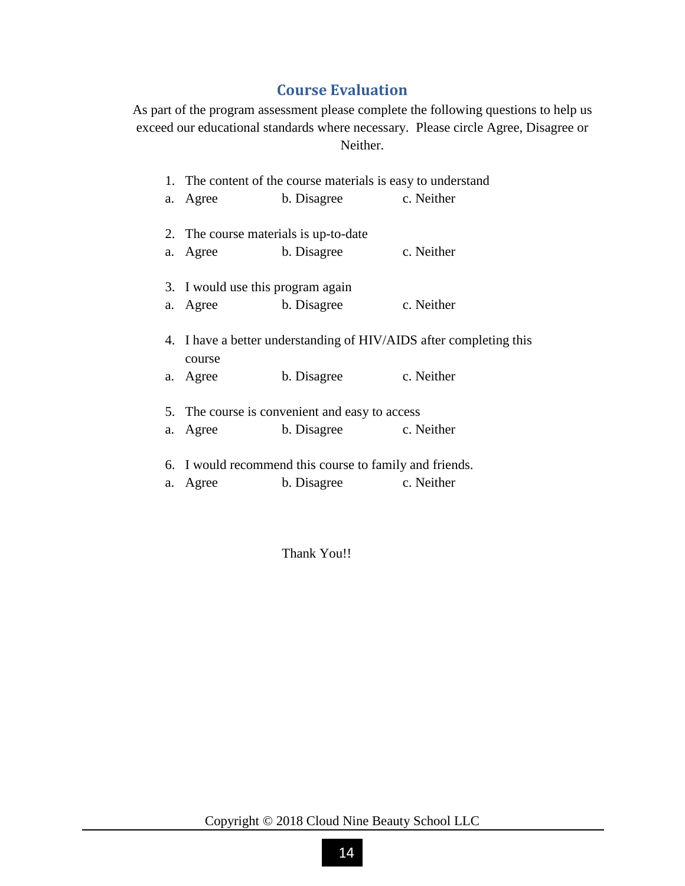## Course Evaluation

As part of the program assessment please complete the following questions to help us exceed our educational standards where necessary. Please circle Agree, Disagree or Neither.

1. The content of the course materials is easy to understand

   a. Agree  b. Disagree  c. Neither

2. The course materials is up-to-date

   a. Agree  b. Disagree  c. Neither

3. I would use this program again

   a. Agree  b. Disagree  c. Neither

4. I have a better understanding of HIV/AIDS after completing this course

   a. Agree  b. Disagree  c. Neither

5. The course is convenient and easy to access

   a. Agree  b. Disagree  c. Neither

6. I would recommend this course to family and friends.

   a. Agree  b. Disagree  c. Neither

Thank You!!

Copyright © 2018 Cloud Nine Beauty School LLC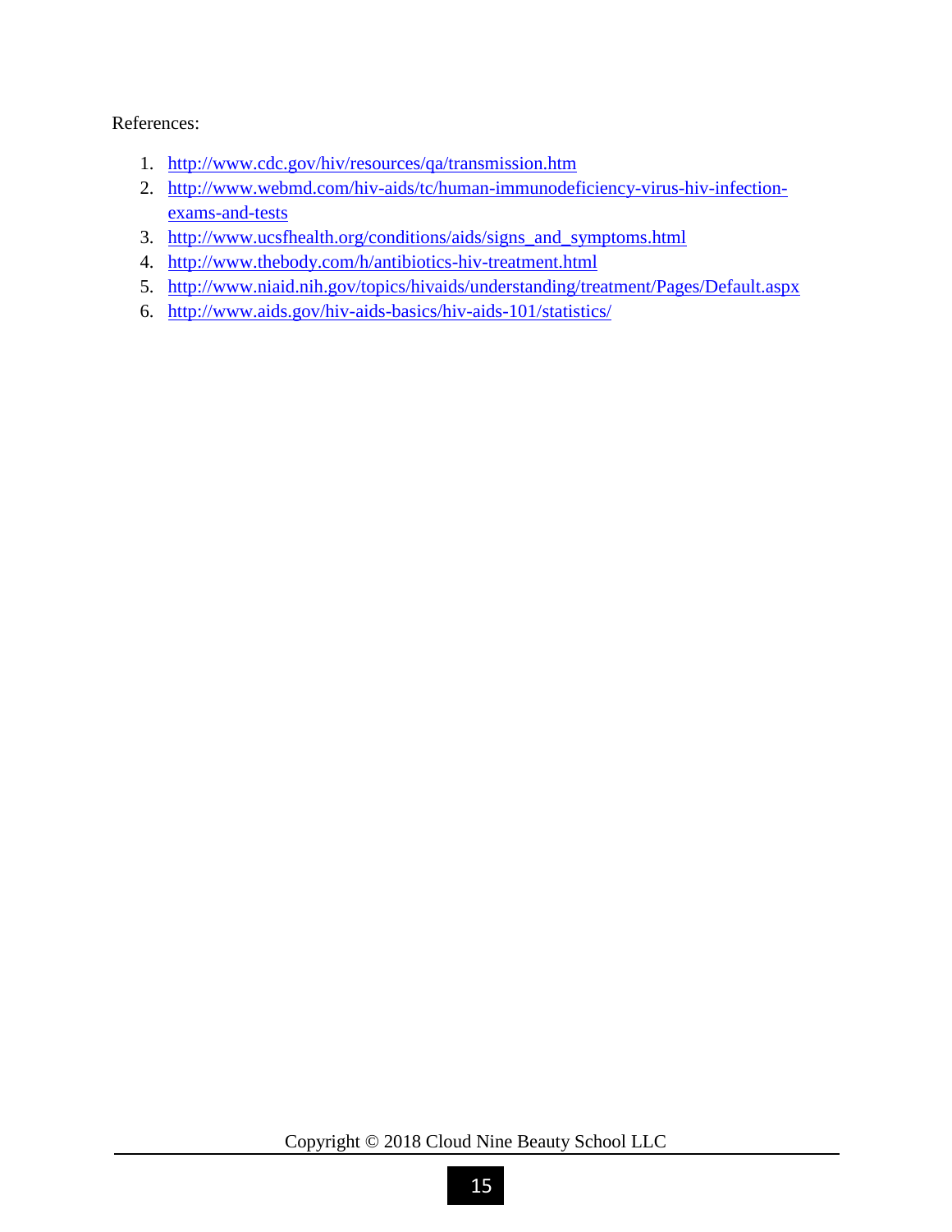References:

1. http://www.cdc.gov/hiv/resources/qa/transmission.htm
2. http://www.webmd.com/hiv-aids/tc/human-immunodeficiency-virus-hiv-infection-exams-and-tests
3. http://www.ucsfhealth.org/conditions/aids/signs_and_symptoms.html
4. http://www.thebody.com/h/antibiotics-hiv-treatment.html
5. http://www.niaid.nih.gov/topics/hivaids/understanding/treatment/Pages/Default.aspx
6. http://www.aids.gov/hiv-aids-basics/hiv-aids-101/statistics/

Copyright © 2018 Cloud Nine Beauty School LLC